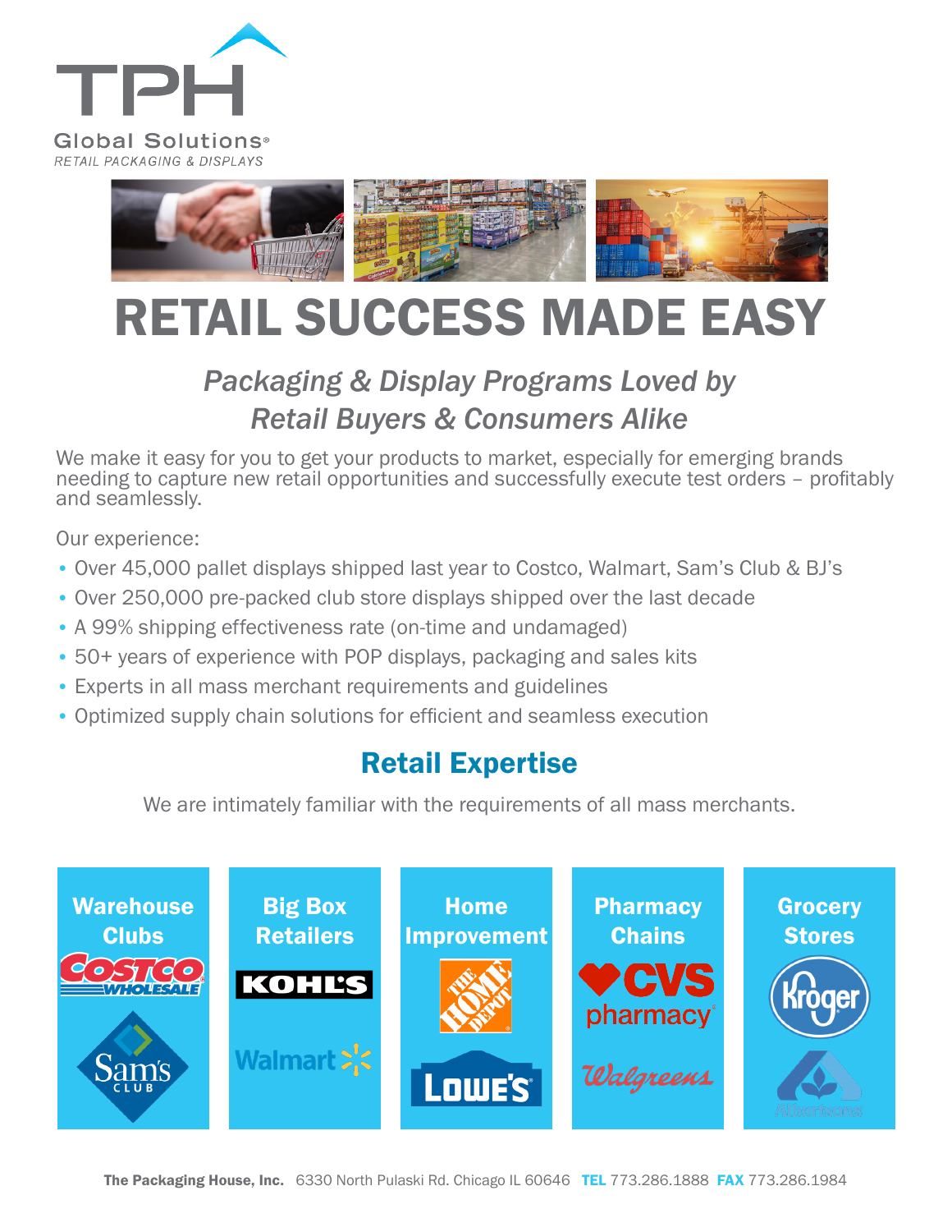# TPH

Global Solutions®
RETAIL PACKAGING & DISPLAYS

# RETAIL SUCCESS MADE EASY

## *Packaging & Display Programs Loved by Retail Buyers & Consumers Alike*

We make it easy for you to get your products to market, especially for emerging brands needing to capture new retail opportunities and successfully execute test orders – profitably and seamlessly.

Our experience:

- Over 45,000 pallet displays shipped last year to Costco, Walmart, Sam's Club & BJ's
- Over 250,000 pre-packed club store displays shipped over the last decade
- A 99% shipping effectiveness rate (on-time and undamaged)
- 50+ years of experience with POP displays, packaging and sales kits
- Experts in all mass merchant requirements and guidelines
- Optimized supply chain solutions for efficient and seamless execution

## Retail Expertise

We are intimately familiar with the requirements of all mass merchants.

| Warehouse Clubs | Big Box Retailers | Home Improvement | Pharmacy Chains | Grocery Stores |
|---|---|---|---|---|
| Costco Wholesale | Kohl's | The Home Depot | CVS pharmacy | Kroger |
| Sam's Club | Walmart | Lowe's | Walgreens | Albertsons |

**The Packaging House, Inc.** 6330 North Pulaski Rd. Chicago IL 60646 **TEL** 773.286.1888 **FAX** 773.286.1984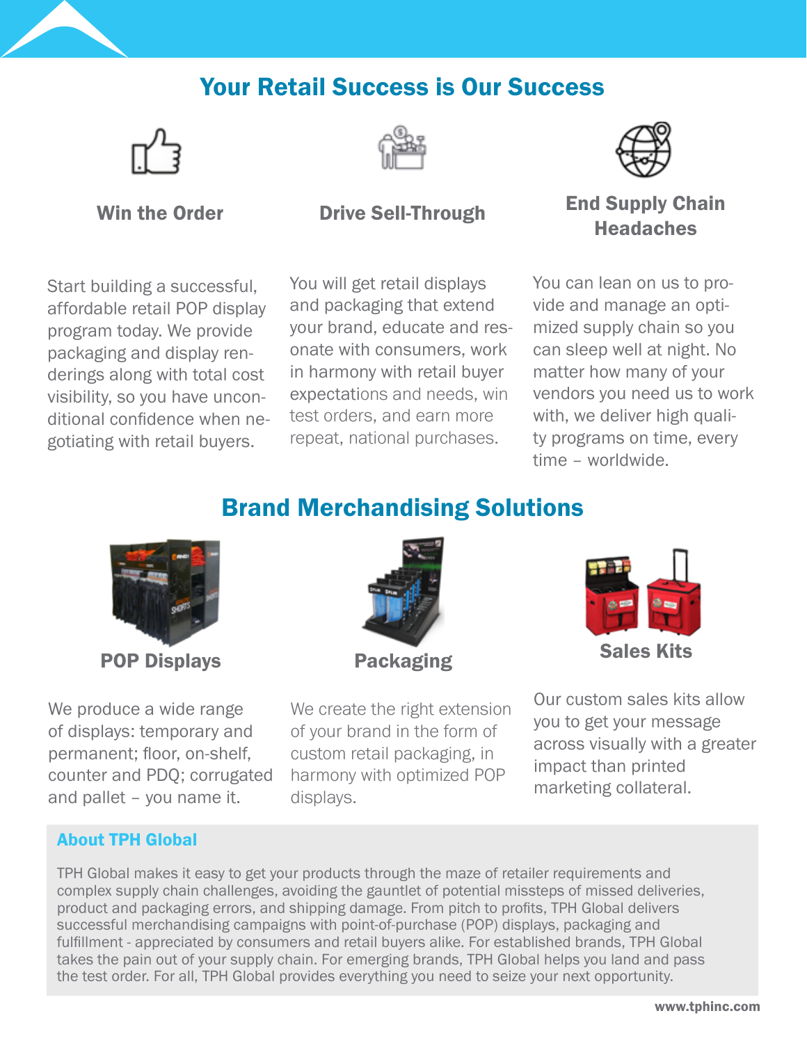## Your Retail Success is Our Success

### Win the Order

Start building a successful, affordable retail POP display program today. We provide packaging and display renderings along with total cost visibility, so you have unconditional confidence when negotiating with retail buyers.

### Drive Sell-Through

You will get retail displays and packaging that extend your brand, educate and resonate with consumers, work in harmony with retail buyer expectations and needs, win test orders, and earn more repeat, national purchases.

### End Supply Chain Headaches

You can lean on us to provide and manage an optimized supply chain so you can sleep well at night. No matter how many of your vendors you need us to work with, we deliver high quality programs on time, every time – worldwide.

## Brand Merchandising Solutions

### POP Displays

We produce a wide range of displays: temporary and permanent; floor, on-shelf, counter and PDQ; corrugated and pallet – you name it.

### Packaging

We create the right extension of your brand in the form of custom retail packaging, in harmony with optimized POP displays.

### Sales Kits

Our custom sales kits allow you to get your message across visually with a greater impact than printed marketing collateral.

### About TPH Global

TPH Global makes it easy to get your products through the maze of retailer requirements and complex supply chain challenges, avoiding the gauntlet of potential missteps of missed deliveries, product and packaging errors, and shipping damage. From pitch to profits, TPH Global delivers successful merchandising campaigns with point-of-purchase (POP) displays, packaging and fulfillment - appreciated by consumers and retail buyers alike. For established brands, TPH Global takes the pain out of your supply chain. For emerging brands, TPH Global helps you land and pass the test order. For all, TPH Global provides everything you need to seize your next opportunity.

**www.tphinc.com**